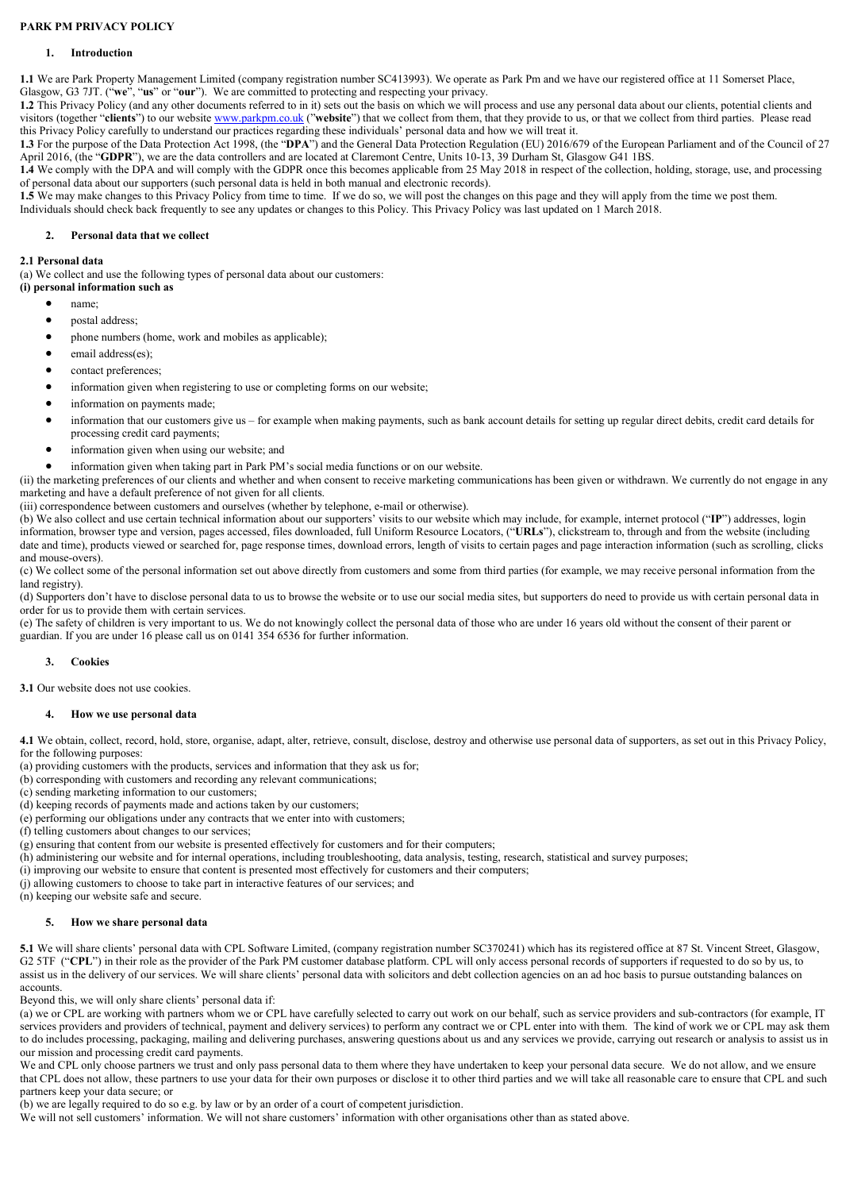# PARK PM PRIVACY POLICY

## 1. Introduction

**1.1** We are Park Property Management Limited (company registration number SC413993). We operate as Park Pm and we have our registered office at 11 Somerset Place, Glasgow, G3 7JT. ("**we**", "**us**" or "**our**"). We are committed to protecting and respecting your privacy.

**1.2** This Privacy Policy (and any other documents referred to in it) sets out the basis on which we will process and use any personal data about our clients, potential clients and visitors (together "**clients**") to our website www.parkpm.co.uk ("**website**") that we collect from them, that they provide to us, or that we collect from third parties. Please read this Privacy Policy carefully to understand our practices regarding these individuals' personal data and how we will treat it.

**1.3** For the purpose of the Data Protection Act 1998, (the "**DPA**") and the General Data Protection Regulation (EU) 2016/679 of the European Parliament and of the Council of 27 April 2016, (the "**GDPR**"), we are the data controllers and are located at Claremont Centre, Units 10-13, 39 Durham St, Glasgow G41 1BS.

**1.4** We comply with the DPA and will comply with the GDPR once this becomes applicable from 25 May 2018 in respect of the collection, holding, storage, use, and processing of personal data about our supporters (such personal data is held in both manual and electronic records).

**1.5** We may make changes to this Privacy Policy from time to time. If we do so, we will post the changes on this page and they will apply from the time we post them. Individuals should check back frequently to see any updates or changes to this Policy. This Privacy Policy was last updated on 1 March 2018.

## 2. Personal data that we collect

### 2.1 Personal data

(a) We collect and use the following types of personal data about our customers:

**(i) personal information such as**

- name;
- postal address;
- phone numbers (home, work and mobiles as applicable);
- email address(es);
- contact preferences;
- information given when registering to use or completing forms on our website;
- information on payments made;
- information that our customers give us – for example when making payments, such as bank account details for setting up regular direct debits, credit card details for processing credit card payments;
- information given when using our website; and
- information given when taking part in Park PM's social media functions or on our website.

(ii) the marketing preferences of our clients and whether and when consent to receive marketing communications has been given or withdrawn. We currently do not engage in any marketing and have a default preference of not given for all clients.

(iii) correspondence between customers and ourselves (whether by telephone, e-mail or otherwise).

(b) We also collect and use certain technical information about our supporters' visits to our website which may include, for example, internet protocol ("**IP**") addresses, login information, browser type and version, pages accessed, files downloaded, full Uniform Resource Locators, ("**URLs**"), clickstream to, through and from the website (including date and time), products viewed or searched for, page response times, download errors, length of visits to certain pages and page interaction information (such as scrolling, clicks and mouse-overs).

(c) We collect some of the personal information set out above directly from customers and some from third parties (for example, we may receive personal information from the land registry).

(d) Supporters don't have to disclose personal data to us to browse the website or to use our social media sites, but supporters do need to provide us with certain personal data in order for us to provide them with certain services.

(e) The safety of children is very important to us. We do not knowingly collect the personal data of those who are under 16 years old without the consent of their parent or guardian. If you are under 16 please call us on 0141 354 6536 for further information.

## 3. Cookies

**3.1** Our website does not use cookies.

## 4. How we use personal data

**4.1** We obtain, collect, record, hold, store, organise, adapt, alter, retrieve, consult, disclose, destroy and otherwise use personal data of supporters, as set out in this Privacy Policy, for the following purposes:

(a) providing customers with the products, services and information that they ask us for;
(b) corresponding with customers and recording any relevant communications;
(c) sending marketing information to our customers;
(d) keeping records of payments made and actions taken by our customers;
(e) performing our obligations under any contracts that we enter into with customers;
(f) telling customers about changes to our services;
(g) ensuring that content from our website is presented effectively for customers and for their computers;
(h) administering our website and for internal operations, including troubleshooting, data analysis, testing, research, statistical and survey purposes;
(i) improving our website to ensure that content is presented most effectively for customers and their computers;
(j) allowing customers to choose to take part in interactive features of our services; and
(n) keeping our website safe and secure.

## 5. How we share personal data

**5.1** We will share clients' personal data with CPL Software Limited, (company registration number SC370241) which has its registered office at 87 St. Vincent Street, Glasgow, G2 5TF ("**CPL**") in their role as the provider of the Park PM customer database platform. CPL will only access personal records of supporters if requested to do so by us, to assist us in the delivery of our services. We will share clients' personal data with solicitors and debt collection agencies on an ad hoc basis to pursue outstanding balances on accounts.

Beyond this, we will only share clients' personal data if:

(a) we or CPL are working with partners whom we or CPL have carefully selected to carry out work on our behalf, such as service providers and sub-contractors (for example, IT services providers and providers of technical, payment and delivery services) to perform any contract we or CPL enter into with them. The kind of work we or CPL may ask them to do includes processing, packaging, mailing and delivering purchases, answering questions about us and any services we provide, carrying out research or analysis to assist us in our mission and processing credit card payments.

We and CPL only choose partners we trust and only pass personal data to them where they have undertaken to keep your personal data secure. We do not allow, and we ensure that CPL does not allow, these partners to use your data for their own purposes or disclose it to other third parties and we will take all reasonable care to ensure that CPL and such partners keep your data secure; or

(b) we are legally required to do so e.g. by law or by an order of a court of competent jurisdiction.

We will not sell customers' information. We will not share customers' information with other organisations other than as stated above.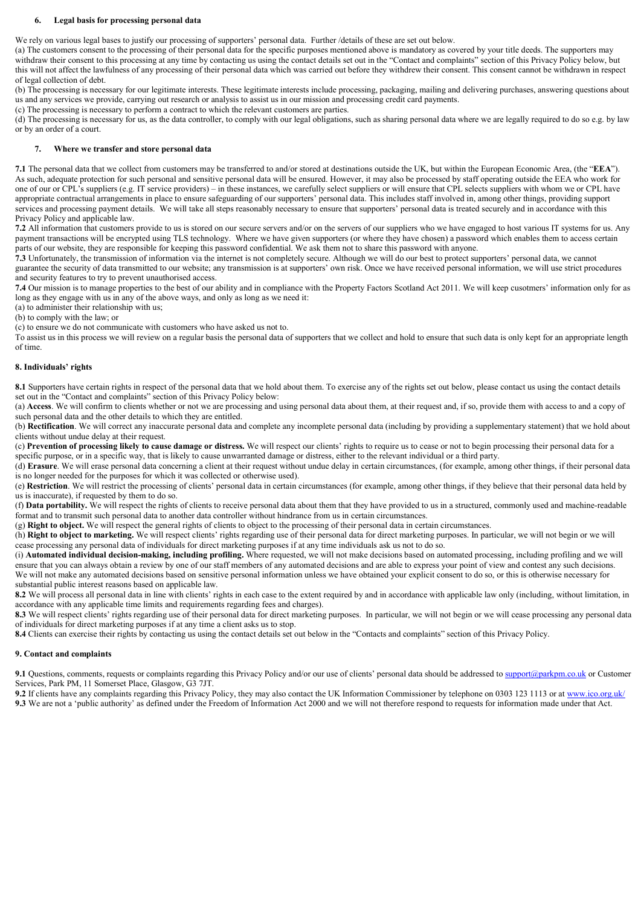## 6. Legal basis for processing personal data

We rely on various legal bases to justify our processing of supporters' personal data. Further /details of these are set out below.

(a) The customers consent to the processing of their personal data for the specific purposes mentioned above is mandatory as covered by your title deeds. The supporters may withdraw their consent to this processing at any time by contacting us using the contact details set out in the "Contact and complaints" section of this Privacy Policy below, but this will not affect the lawfulness of any processing of their personal data which was carried out before they withdrew their consent. This consent cannot be withdrawn in respect of legal collection of debt.

(b) The processing is necessary for our legitimate interests. These legitimate interests include processing, packaging, mailing and delivering purchases, answering questions about us and any services we provide, carrying out research or analysis to assist us in our mission and processing credit card payments.

(c) The processing is necessary to perform a contract to which the relevant customers are parties.

(d) The processing is necessary for us, as the data controller, to comply with our legal obligations, such as sharing personal data where we are legally required to do so e.g. by law or by an order of a court.

## 7. Where we transfer and store personal data

**7.1** The personal data that we collect from customers may be transferred to and/or stored at destinations outside the UK, but within the European Economic Area, (the "**EEA**"). As such, adequate protection for such personal and sensitive personal data will be ensured. However, it may also be processed by staff operating outside the EEA who work for one of our or CPL's suppliers (e.g. IT service providers) – in these instances, we carefully select suppliers or will ensure that CPL selects suppliers with whom we or CPL have appropriate contractual arrangements in place to ensure safeguarding of our supporters' personal data. This includes staff involved in, among other things, providing support services and processing payment details. We will take all steps reasonably necessary to ensure that supporters' personal data is treated securely and in accordance with this Privacy Policy and applicable law.

**7.2** All information that customers provide to us is stored on our secure servers and/or on the servers of our suppliers who we have engaged to host various IT systems for us. Any payment transactions will be encrypted using TLS technology. Where we have given supporters (or where they have chosen) a password which enables them to access certain parts of our website, they are responsible for keeping this password confidential. We ask them not to share this password with anyone.

**7.3** Unfortunately, the transmission of information via the internet is not completely secure. Although we will do our best to protect supporters' personal data, we cannot guarantee the security of data transmitted to our website; any transmission is at supporters' own risk. Once we have received personal information, we will use strict procedures and security features to try to prevent unauthorised access.

**7.4** Our mission is to manage properties to the best of our ability and in compliance with the Property Factors Scotland Act 2011. We will keep cusotmers' information only for as long as they engage with us in any of the above ways, and only as long as we need it:

(a) to administer their relationship with us;

(b) to comply with the law; or

(c) to ensure we do not communicate with customers who have asked us not to.

To assist us in this process we will review on a regular basis the personal data of supporters that we collect and hold to ensure that such data is only kept for an appropriate length of time.

## 8. Individuals' rights

**8.1** Supporters have certain rights in respect of the personal data that we hold about them. To exercise any of the rights set out below, please contact us using the contact details set out in the "Contact and complaints" section of this Privacy Policy below:

(a) **Access**. We will confirm to clients whether or not we are processing and using personal data about them, at their request and, if so, provide them with access to and a copy of such personal data and the other details to which they are entitled.

(b) **Rectification**. We will correct any inaccurate personal data and complete any incomplete personal data (including by providing a supplementary statement) that we hold about clients without undue delay at their request.

(c) **Prevention of processing likely to cause damage or distress.** We will respect our clients' rights to require us to cease or not to begin processing their personal data for a specific purpose, or in a specific way, that is likely to cause unwarranted damage or distress, either to the relevant individual or a third party.

(d) **Erasure**. We will erase personal data concerning a client at their request without undue delay in certain circumstances, (for example, among other things, if their personal data is no longer needed for the purposes for which it was collected or otherwise used).

(e) **Restriction**. We will restrict the processing of clients' personal data in certain circumstances (for example, among other things, if they believe that their personal data held by us is inaccurate), if requested by them to do so.

(f) **Data portability.** We will respect the rights of clients to receive personal data about them that they have provided to us in a structured, commonly used and machine-readable format and to transmit such personal data to another data controller without hindrance from us in certain circumstances.

(g) **Right to object.** We will respect the general rights of clients to object to the processing of their personal data in certain circumstances.

(h) **Right to object to marketing.** We will respect clients' rights regarding use of their personal data for direct marketing purposes. In particular, we will not begin or we will cease processing any personal data of individuals for direct marketing purposes if at any time individuals ask us not to do so.

(i) **Automated individual decision-making, including profiling.** Where requested, we will not make decisions based on automated processing, including profiling and we will ensure that you can always obtain a review by one of our staff members of any automated decisions and are able to express your point of view and contest any such decisions. We will not make any automated decisions based on sensitive personal information unless we have obtained your explicit consent to do so, or this is otherwise necessary for substantial public interest reasons based on applicable law.

**8.2** We will process all personal data in line with clients' rights in each case to the extent required by and in accordance with applicable law only (including, without limitation, in accordance with any applicable time limits and requirements regarding fees and charges).

**8.3** We will respect clients' rights regarding use of their personal data for direct marketing purposes. In particular, we will not begin or we will cease processing any personal data of individuals for direct marketing purposes if at any time a client asks us to stop.

**8.4** Clients can exercise their rights by contacting us using the contact details set out below in the "Contacts and complaints" section of this Privacy Policy.

## 9. Contact and complaints

**9.1** Questions, comments, requests or complaints regarding this Privacy Policy and/or our use of clients' personal data should be addressed to support@parkpm.co.uk or Customer Services, Park PM, 11 Somerset Place, Glasgow, G3 7JT.

**9.2** If clients have any complaints regarding this Privacy Policy, they may also contact the UK Information Commissioner by telephone on 0303 123 1113 or at www.ico.org.uk/

**9.3** We are not a 'public authority' as defined under the Freedom of Information Act 2000 and we will not therefore respond to requests for information made under that Act.